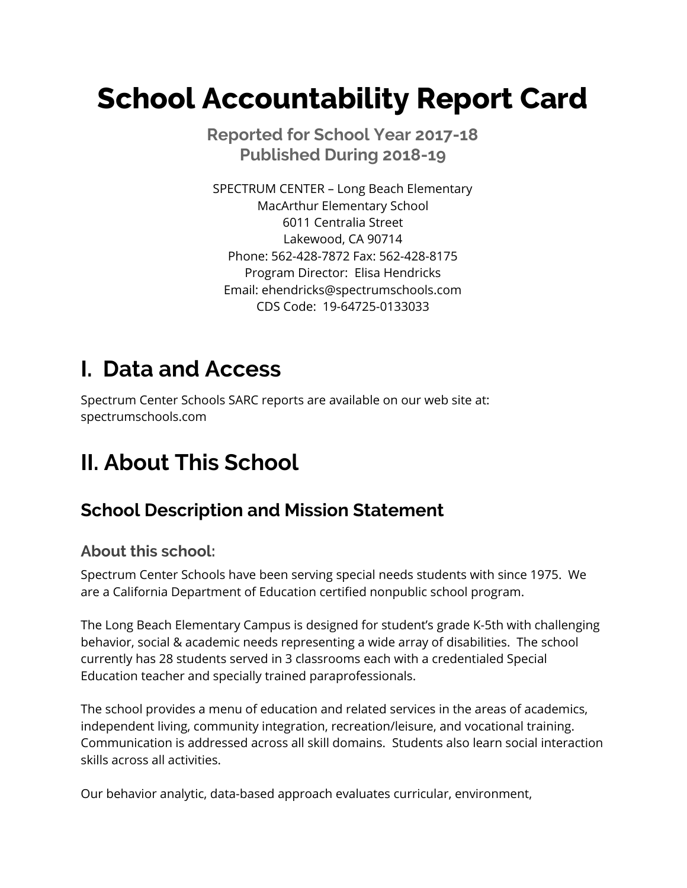# School Accountability Report Card

**Reported for School Year 2017-18**
**Published During 2018-19**

SPECTRUM CENTER – Long Beach Elementary
MacArthur Elementary School
6011 Centralia Street
Lakewood, CA 90714
Phone: 562-428-7872 Fax: 562-428-8175
Program Director: Elisa Hendricks
Email: ehendricks@spectrumschools.com
CDS Code: 19-64725-0133033

# I. Data and Access

Spectrum Center Schools SARC reports are available on our web site at: spectrumschools.com

# II. About This School

## School Description and Mission Statement

### About this school:

Spectrum Center Schools have been serving special needs students with since 1975. We are a California Department of Education certified nonpublic school program.

The Long Beach Elementary Campus is designed for student's grade K-5th with challenging behavior, social & academic needs representing a wide array of disabilities. The school currently has 28 students served in 3 classrooms each with a credentialed Special Education teacher and specially trained paraprofessionals.

The school provides a menu of education and related services in the areas of academics, independent living, community integration, recreation/leisure, and vocational training. Communication is addressed across all skill domains. Students also learn social interaction skills across all activities.

Our behavior analytic, data-based approach evaluates curricular, environment,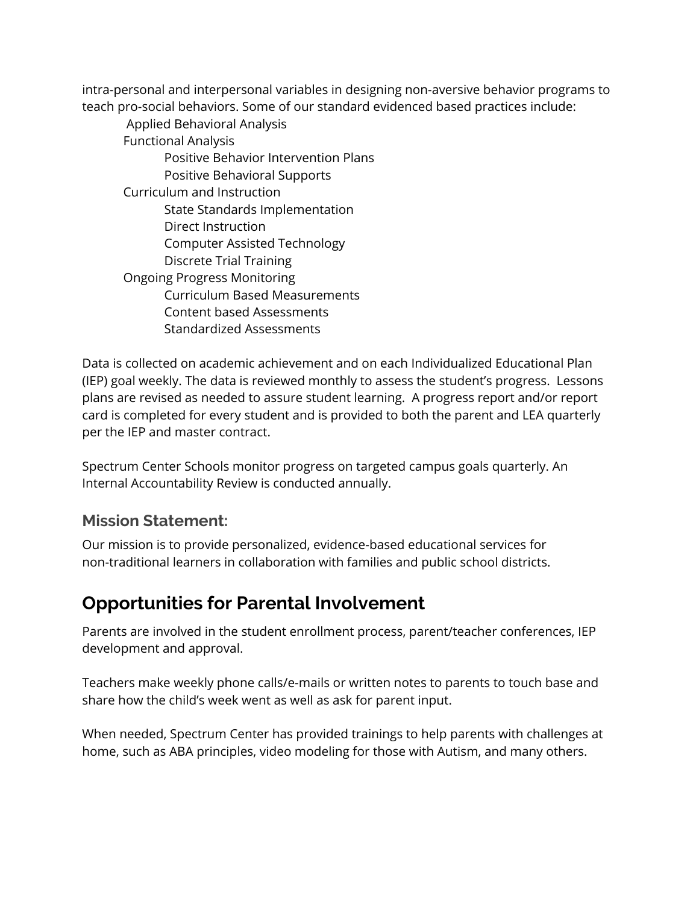intra-personal and interpersonal variables in designing non-aversive behavior programs to teach pro-social behaviors. Some of our standard evidenced based practices include:

- Applied Behavioral Analysis
- Functional Analysis
  - Positive Behavior Intervention Plans
  - Positive Behavioral Supports
- Curriculum and Instruction
  - State Standards Implementation
  - Direct Instruction
  - Computer Assisted Technology
  - Discrete Trial Training
- Ongoing Progress Monitoring
  - Curriculum Based Measurements
  - Content based Assessments
  - Standardized Assessments

Data is collected on academic achievement and on each Individualized Educational Plan (IEP) goal weekly. The data is reviewed monthly to assess the student's progress. Lessons plans are revised as needed to assure student learning. A progress report and/or report card is completed for every student and is provided to both the parent and LEA quarterly per the IEP and master contract.

Spectrum Center Schools monitor progress on targeted campus goals quarterly. An Internal Accountability Review is conducted annually.

### Mission Statement:

Our mission is to provide personalized, evidence-based educational services for non-traditional learners in collaboration with families and public school districts.

## Opportunities for Parental Involvement

Parents are involved in the student enrollment process, parent/teacher conferences, IEP development and approval.

Teachers make weekly phone calls/e-mails or written notes to parents to touch base and share how the child's week went as well as ask for parent input.

When needed, Spectrum Center has provided trainings to help parents with challenges at home, such as ABA principles, video modeling for those with Autism, and many others.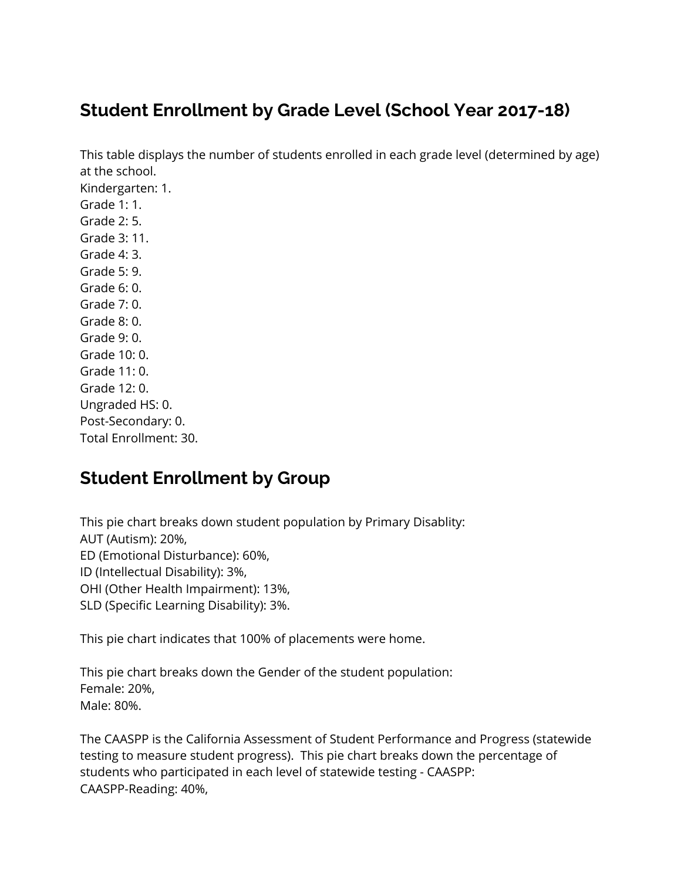## Student Enrollment by Grade Level (School Year 2017-18)

This table displays the number of students enrolled in each grade level (determined by age) at the school.
Kindergarten: 1.
Grade 1: 1.
Grade 2: 5.
Grade 3: 11.
Grade 4: 3.
Grade 5: 9.
Grade 6: 0.
Grade 7: 0.
Grade 8: 0.
Grade 9: 0.
Grade 10: 0.
Grade 11: 0.
Grade 12: 0.
Ungraded HS: 0.
Post-Secondary: 0.
Total Enrollment: 30.

## Student Enrollment by Group

This pie chart breaks down student population by Primary Disablity:
AUT (Autism): 20%,
ED (Emotional Disturbance): 60%,
ID (Intellectual Disability): 3%,
OHI (Other Health Impairment): 13%,
SLD (Specific Learning Disability): 3%.

This pie chart indicates that 100% of placements were home.

This pie chart breaks down the Gender of the student population:
Female: 20%,
Male: 80%.

The CAASPP is the California Assessment of Student Performance and Progress (statewide testing to measure student progress). This pie chart breaks down the percentage of students who participated in each level of statewide testing - CAASPP:
CAASPP-Reading: 40%,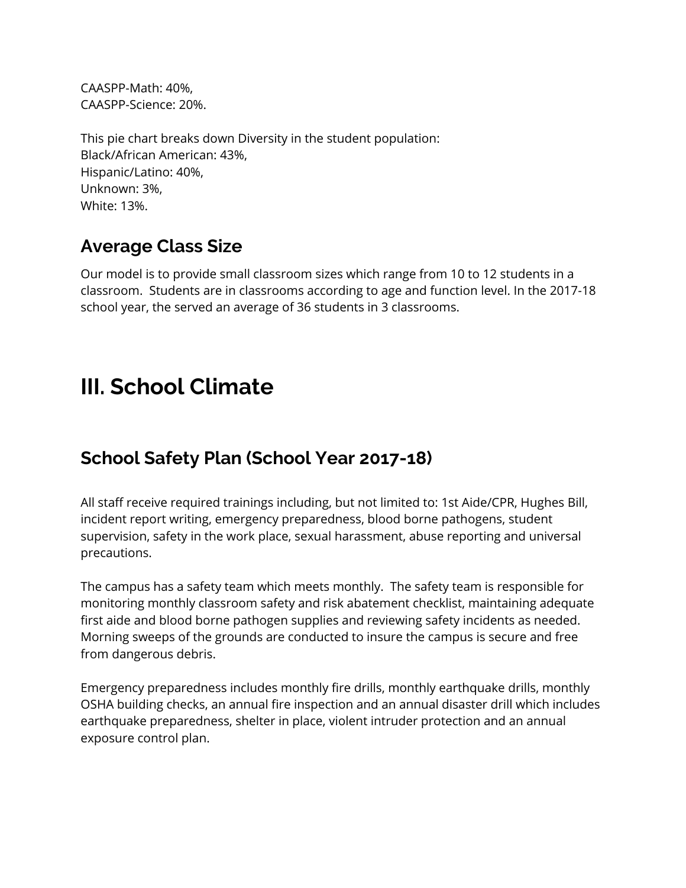CAASPP-Math: 40%,
CAASPP-Science: 20%.

This pie chart breaks down Diversity in the student population:
Black/African American: 43%,
Hispanic/Latino: 40%,
Unknown: 3%,
White: 13%.

## Average Class Size

Our model is to provide small classroom sizes which range from 10 to 12 students in a classroom. Students are in classrooms according to age and function level. In the 2017-18 school year, the served an average of 36 students in 3 classrooms.

# III. School Climate

## School Safety Plan (School Year 2017-18)

All staff receive required trainings including, but not limited to: 1st Aide/CPR, Hughes Bill, incident report writing, emergency preparedness, blood borne pathogens, student supervision, safety in the work place, sexual harassment, abuse reporting and universal precautions.

The campus has a safety team which meets monthly. The safety team is responsible for monitoring monthly classroom safety and risk abatement checklist, maintaining adequate first aide and blood borne pathogen supplies and reviewing safety incidents as needed. Morning sweeps of the grounds are conducted to insure the campus is secure and free from dangerous debris.

Emergency preparedness includes monthly fire drills, monthly earthquake drills, monthly OSHA building checks, an annual fire inspection and an annual disaster drill which includes earthquake preparedness, shelter in place, violent intruder protection and an annual exposure control plan.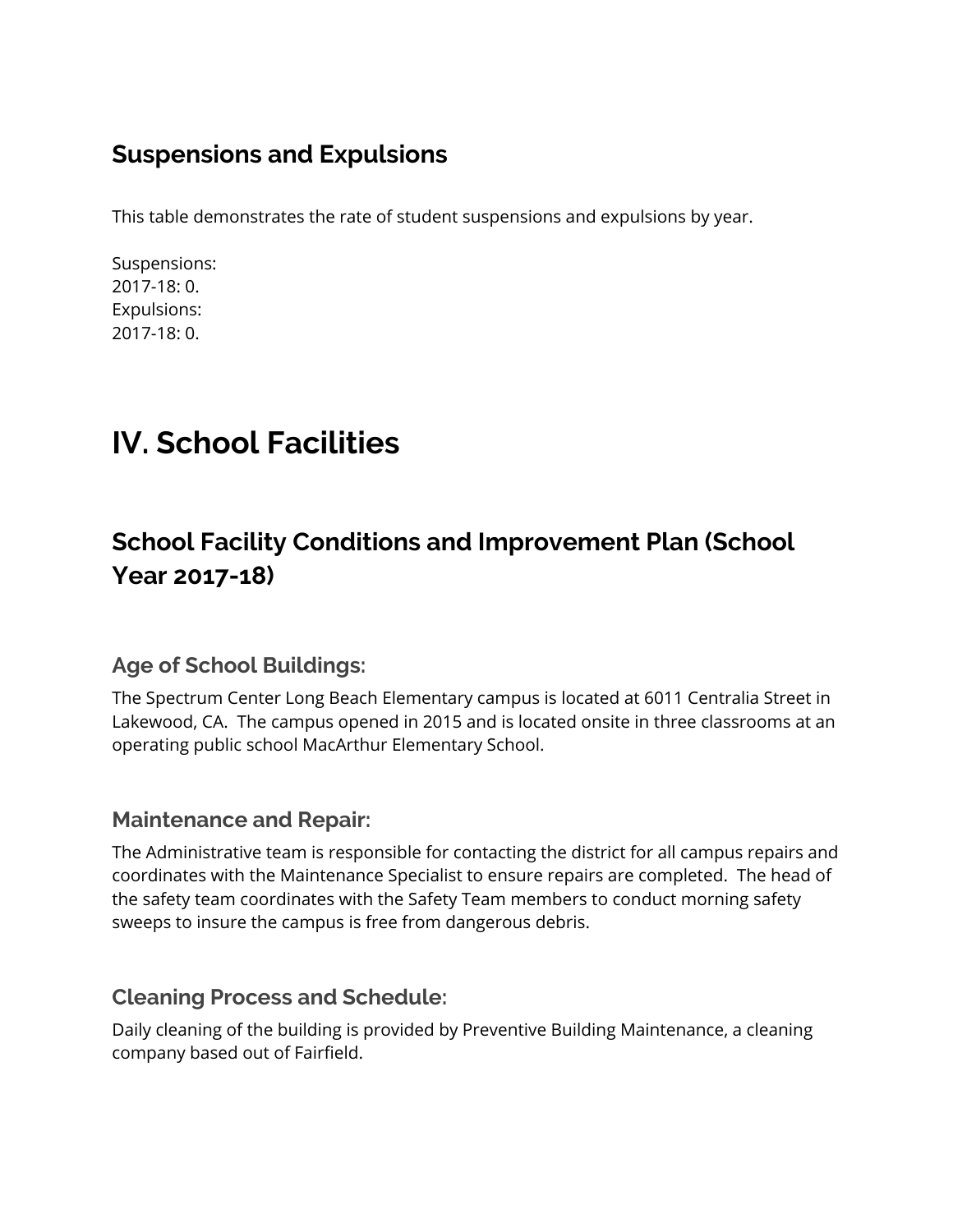## Suspensions and Expulsions

This table demonstrates the rate of student suspensions and expulsions by year.

Suspensions:
2017-18: 0.
Expulsions:
2017-18: 0.

# IV. School Facilities

## School Facility Conditions and Improvement Plan (School Year 2017-18)

### Age of School Buildings:

The Spectrum Center Long Beach Elementary campus is located at 6011 Centralia Street in Lakewood, CA. The campus opened in 2015 and is located onsite in three classrooms at an operating public school MacArthur Elementary School.

### Maintenance and Repair:

The Administrative team is responsible for contacting the district for all campus repairs and coordinates with the Maintenance Specialist to ensure repairs are completed. The head of the safety team coordinates with the Safety Team members to conduct morning safety sweeps to insure the campus is free from dangerous debris.

### Cleaning Process and Schedule:

Daily cleaning of the building is provided by Preventive Building Maintenance, a cleaning company based out of Fairfield.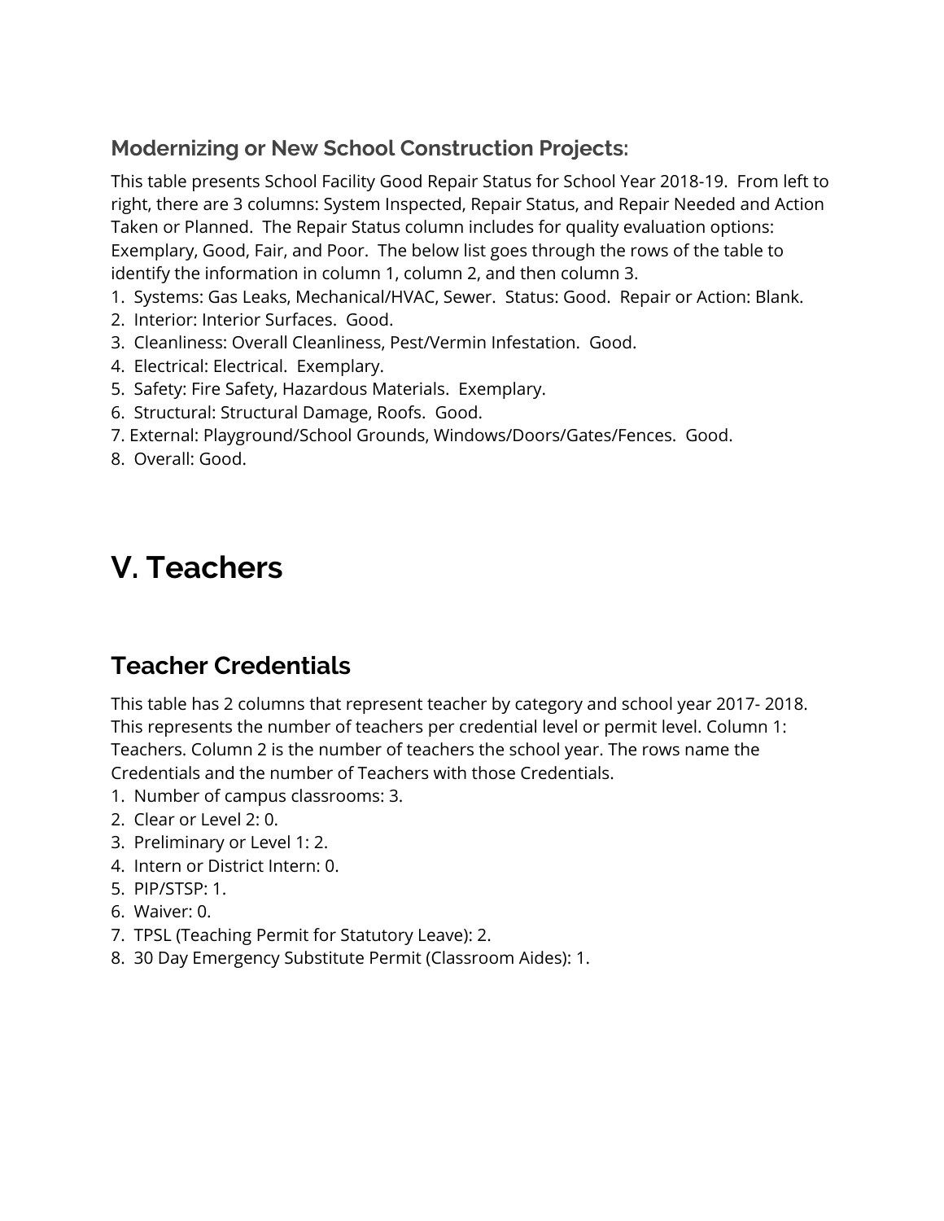### Modernizing or New School Construction Projects:

This table presents School Facility Good Repair Status for School Year 2018-19. From left to right, there are 3 columns: System Inspected, Repair Status, and Repair Needed and Action Taken or Planned. The Repair Status column includes for quality evaluation options: Exemplary, Good, Fair, and Poor. The below list goes through the rows of the table to identify the information in column 1, column 2, and then column 3.

1. Systems: Gas Leaks, Mechanical/HVAC, Sewer. Status: Good. Repair or Action: Blank.
2. Interior: Interior Surfaces. Good.
3. Cleanliness: Overall Cleanliness, Pest/Vermin Infestation. Good.
4. Electrical: Electrical. Exemplary.
5. Safety: Fire Safety, Hazardous Materials. Exemplary.
6. Structural: Structural Damage, Roofs. Good.
7. External: Playground/School Grounds, Windows/Doors/Gates/Fences. Good.
8. Overall: Good.

# V. Teachers

## Teacher Credentials

This table has 2 columns that represent teacher by category and school year 2017- 2018. This represents the number of teachers per credential level or permit level. Column 1: Teachers. Column 2 is the number of teachers the school year. The rows name the Credentials and the number of Teachers with those Credentials.

1. Number of campus classrooms: 3.
2. Clear or Level 2: 0.
3. Preliminary or Level 1: 2.
4. Intern or District Intern: 0.
5. PIP/STSP: 1.
6. Waiver: 0.
7. TPSL (Teaching Permit for Statutory Leave): 2.
8. 30 Day Emergency Substitute Permit (Classroom Aides): 1.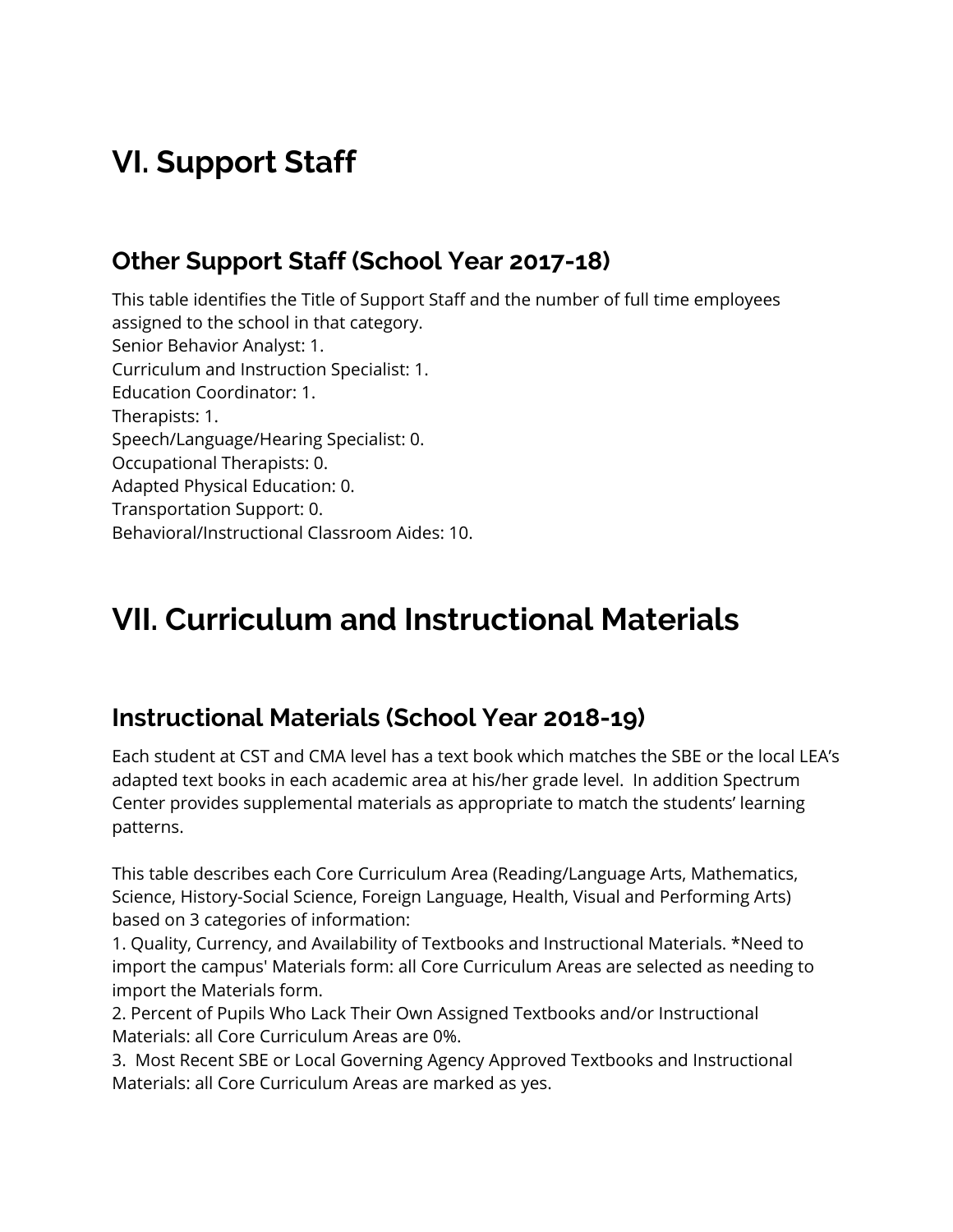# VI. Support Staff

## Other Support Staff (School Year 2017-18)

This table identifies the Title of Support Staff and the number of full time employees assigned to the school in that category.
Senior Behavior Analyst: 1.
Curriculum and Instruction Specialist: 1.
Education Coordinator: 1.
Therapists: 1.
Speech/Language/Hearing Specialist: 0.
Occupational Therapists: 0.
Adapted Physical Education: 0.
Transportation Support: 0.
Behavioral/Instructional Classroom Aides: 10.

# VII. Curriculum and Instructional Materials

## Instructional Materials (School Year 2018-19)

Each student at CST and CMA level has a text book which matches the SBE or the local LEA's adapted text books in each academic area at his/her grade level. In addition Spectrum Center provides supplemental materials as appropriate to match the students' learning patterns.

This table describes each Core Curriculum Area (Reading/Language Arts, Mathematics, Science, History-Social Science, Foreign Language, Health, Visual and Performing Arts) based on 3 categories of information:
1. Quality, Currency, and Availability of Textbooks and Instructional Materials. *Need to import the campus' Materials form: all Core Curriculum Areas are selected as needing to import the Materials form.
2. Percent of Pupils Who Lack Their Own Assigned Textbooks and/or Instructional Materials: all Core Curriculum Areas are 0%.
3. Most Recent SBE or Local Governing Agency Approved Textbooks and Instructional Materials: all Core Curriculum Areas are marked as yes.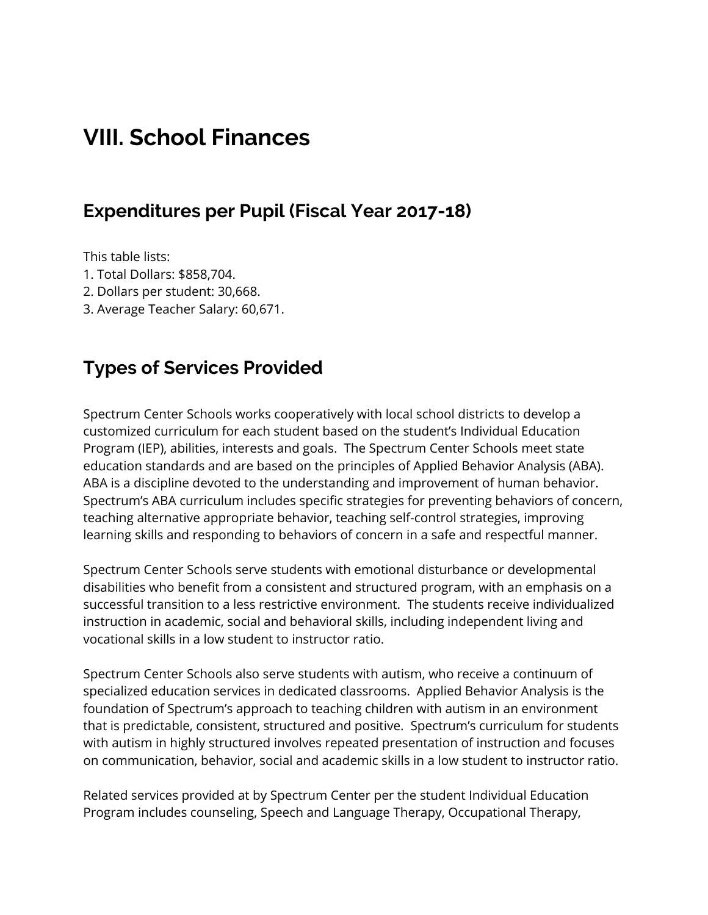# VIII. School Finances

## Expenditures per Pupil (Fiscal Year 2017-18)

This table lists:
1. Total Dollars: $858,704.
2. Dollars per student: 30,668.
3. Average Teacher Salary: 60,671.

## Types of Services Provided

Spectrum Center Schools works cooperatively with local school districts to develop a customized curriculum for each student based on the student's Individual Education Program (IEP), abilities, interests and goals. The Spectrum Center Schools meet state education standards and are based on the principles of Applied Behavior Analysis (ABA). ABA is a discipline devoted to the understanding and improvement of human behavior. Spectrum's ABA curriculum includes specific strategies for preventing behaviors of concern, teaching alternative appropriate behavior, teaching self-control strategies, improving learning skills and responding to behaviors of concern in a safe and respectful manner.

Spectrum Center Schools serve students with emotional disturbance or developmental disabilities who benefit from a consistent and structured program, with an emphasis on a successful transition to a less restrictive environment. The students receive individualized instruction in academic, social and behavioral skills, including independent living and vocational skills in a low student to instructor ratio.

Spectrum Center Schools also serve students with autism, who receive a continuum of specialized education services in dedicated classrooms. Applied Behavior Analysis is the foundation of Spectrum's approach to teaching children with autism in an environment that is predictable, consistent, structured and positive. Spectrum's curriculum for students with autism in highly structured involves repeated presentation of instruction and focuses on communication, behavior, social and academic skills in a low student to instructor ratio.

Related services provided at by Spectrum Center per the student Individual Education Program includes counseling, Speech and Language Therapy, Occupational Therapy,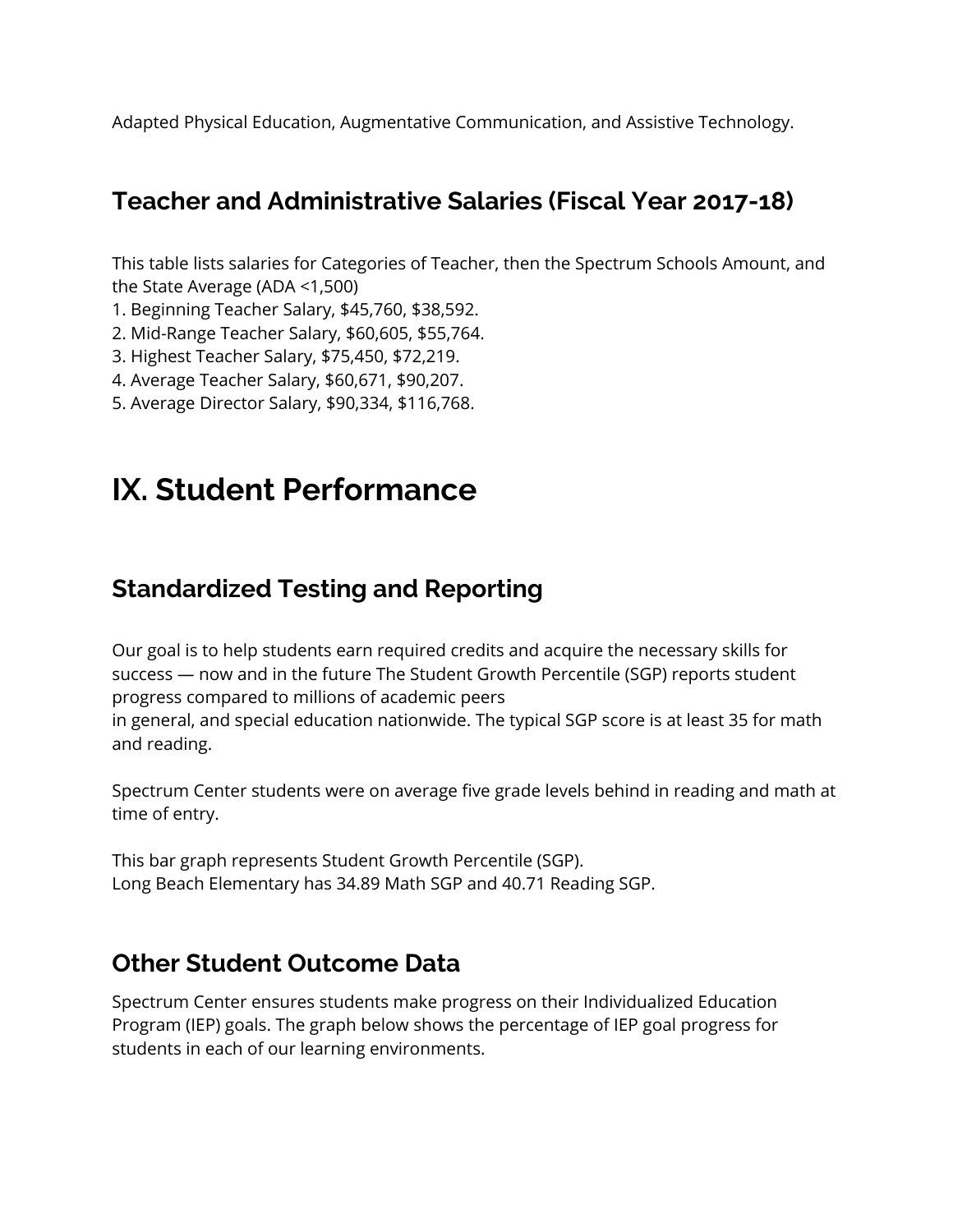Adapted Physical Education, Augmentative Communication, and Assistive Technology.

## Teacher and Administrative Salaries (Fiscal Year 2017-18)

This table lists salaries for Categories of Teacher, then the Spectrum Schools Amount, and the State Average (ADA <1,500)

1. Beginning Teacher Salary, $45,760, $38,592.
2. Mid-Range Teacher Salary, $60,605, $55,764.
3. Highest Teacher Salary, $75,450, $72,219.
4. Average Teacher Salary, $60,671, $90,207.
5. Average Director Salary, $90,334, $116,768.

# IX. Student Performance

## Standardized Testing and Reporting

Our goal is to help students earn required credits and acquire the necessary skills for success — now and in the future The Student Growth Percentile (SGP) reports student progress compared to millions of academic peers
in general, and special education nationwide. The typical SGP score is at least 35 for math and reading.

Spectrum Center students were on average five grade levels behind in reading and math at time of entry.

This bar graph represents Student Growth Percentile (SGP).
Long Beach Elementary has 34.89 Math SGP and 40.71 Reading SGP.

## Other Student Outcome Data

Spectrum Center ensures students make progress on their Individualized Education Program (IEP) goals. The graph below shows the percentage of IEP goal progress for students in each of our learning environments.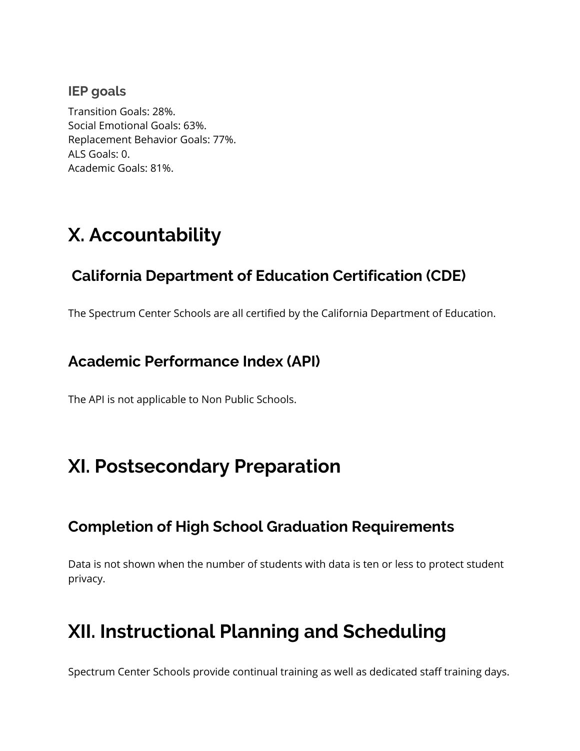### IEP goals

Transition Goals: 28%.
Social Emotional Goals: 63%.
Replacement Behavior Goals: 77%.
ALS Goals: 0.
Academic Goals: 81%.

# X. Accountability

## California Department of Education Certification (CDE)

The Spectrum Center Schools are all certified by the California Department of Education.

## Academic Performance Index (API)

The API is not applicable to Non Public Schools.

# XI. Postsecondary Preparation

## Completion of High School Graduation Requirements

Data is not shown when the number of students with data is ten or less to protect student privacy.

# XII. Instructional Planning and Scheduling

Spectrum Center Schools provide continual training as well as dedicated staff training days.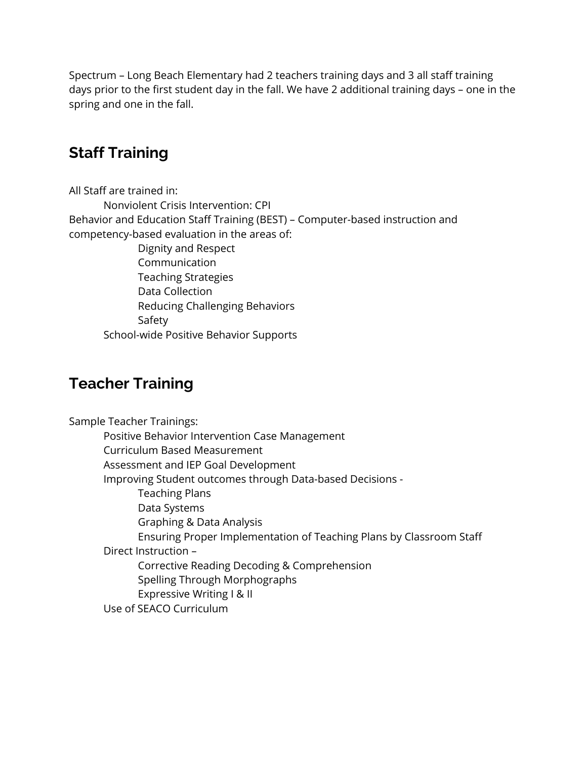Spectrum – Long Beach Elementary had 2 teachers training days and 3 all staff training days prior to the first student day in the fall. We have 2 additional training days – one in the spring and one in the fall.

## Staff Training

All Staff are trained in:

- Nonviolent Crisis Intervention: CPI

Behavior and Education Staff Training (BEST) – Computer-based instruction and competency-based evaluation in the areas of:

- Dignity and Respect
- Communication
- Teaching Strategies
- Data Collection
- Reducing Challenging Behaviors
- Safety

- School-wide Positive Behavior Supports

## Teacher Training

Sample Teacher Trainings:

- Positive Behavior Intervention Case Management
- Curriculum Based Measurement
- Assessment and IEP Goal Development
- Improving Student outcomes through Data-based Decisions -
  - Teaching Plans
  - Data Systems
  - Graphing & Data Analysis
  - Ensuring Proper Implementation of Teaching Plans by Classroom Staff
- Direct Instruction –
  - Corrective Reading Decoding & Comprehension
  - Spelling Through Morphographs
  - Expressive Writing I & II
- Use of SEACO Curriculum